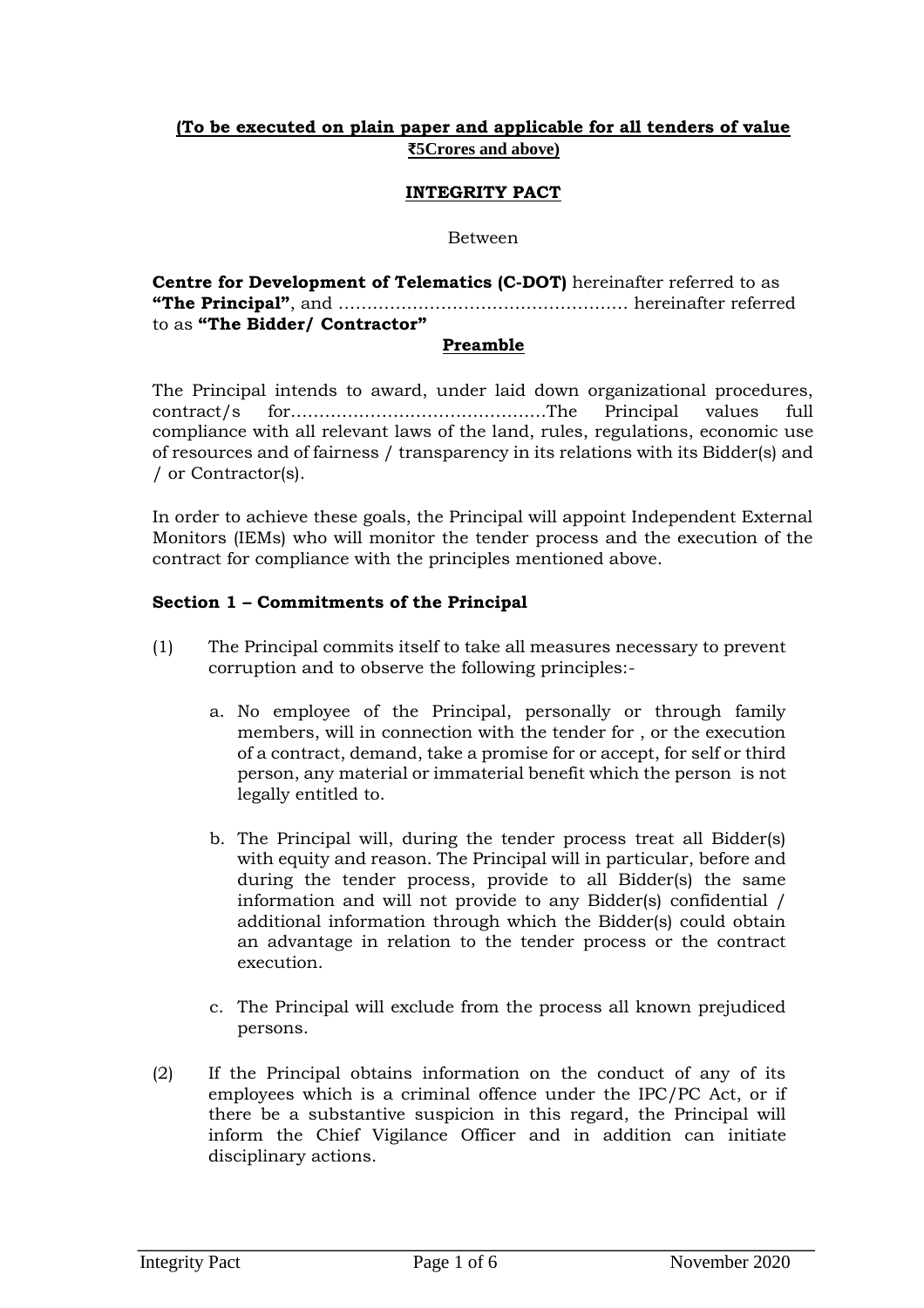**(To be executed on plain paper and applicable for all tenders of value ₹5Crores and above)**

## INTEGRITY PACT

Between

**Centre for Development of Telematics (C-DOT)** hereinafter referred to as **"The Principal"**, and ………………………………………… hereinafter referred to as **"The Bidder/ Contractor"**

### Preamble

The Principal intends to award, under laid down organizational procedures, contract/s for……………………………………The Principal values full compliance with all relevant laws of the land, rules, regulations, economic use of resources and of fairness / transparency in its relations with its Bidder(s) and / or Contractor(s).

In order to achieve these goals, the Principal will appoint Independent External Monitors (IEMs) who will monitor the tender process and the execution of the contract for compliance with the principles mentioned above.

### Section 1 – Commitments of the Principal

(1) The Principal commits itself to take all measures necessary to prevent corruption and to observe the following principles:-

  a. No employee of the Principal, personally or through family members, will in connection with the tender for , or the execution of a contract, demand, take a promise for or accept, for self or third person, any material or immaterial benefit which the person is not legally entitled to.

  b. The Principal will, during the tender process treat all Bidder(s) with equity and reason. The Principal will in particular, before and during the tender process, provide to all Bidder(s) the same information and will not provide to any Bidder(s) confidential / additional information through which the Bidder(s) could obtain an advantage in relation to the tender process or the contract execution.

  c. The Principal will exclude from the process all known prejudiced persons.

(2) If the Principal obtains information on the conduct of any of its employees which is a criminal offence under the IPC/PC Act, or if there be a substantive suspicion in this regard, the Principal will inform the Chief Vigilance Officer and in addition can initiate disciplinary actions.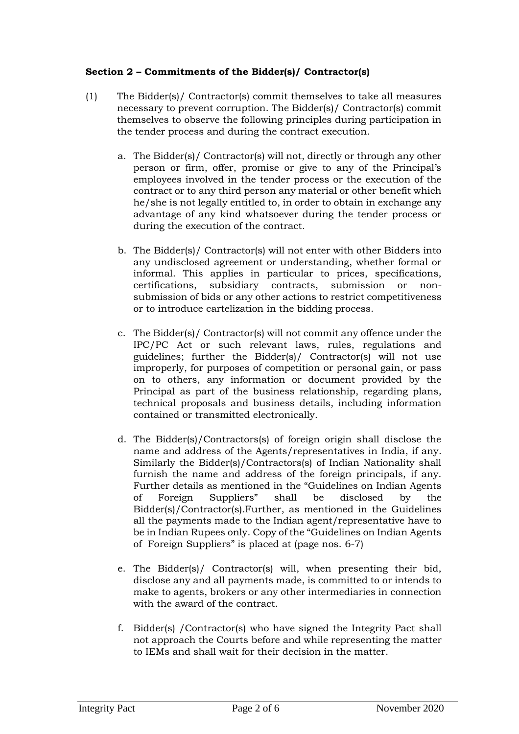**Section 2 – Commitments of the Bidder(s)/ Contractor(s)**

(1) The Bidder(s)/ Contractor(s) commit themselves to take all measures necessary to prevent corruption. The Bidder(s)/ Contractor(s) commit themselves to observe the following principles during participation in the tender process and during the contract execution.

a. The Bidder(s)/ Contractor(s) will not, directly or through any other person or firm, offer, promise or give to any of the Principal's employees involved in the tender process or the execution of the contract or to any third person any material or other benefit which he/she is not legally entitled to, in order to obtain in exchange any advantage of any kind whatsoever during the tender process or during the execution of the contract.

b. The Bidder(s)/ Contractor(s) will not enter with other Bidders into any undisclosed agreement or understanding, whether formal or informal. This applies in particular to prices, specifications, certifications, subsidiary contracts, submission or non-submission of bids or any other actions to restrict competitiveness or to introduce cartelization in the bidding process.

c. The Bidder(s)/ Contractor(s) will not commit any offence under the IPC/PC Act or such relevant laws, rules, regulations and guidelines; further the Bidder(s)/ Contractor(s) will not use improperly, for purposes of competition or personal gain, or pass on to others, any information or document provided by the Principal as part of the business relationship, regarding plans, technical proposals and business details, including information contained or transmitted electronically.

d. The Bidder(s)/Contractors(s) of foreign origin shall disclose the name and address of the Agents/representatives in India, if any. Similarly the Bidder(s)/Contractors(s) of Indian Nationality shall furnish the name and address of the foreign principals, if any. Further details as mentioned in the "Guidelines on Indian Agents of Foreign Suppliers" shall be disclosed by the Bidder(s)/Contractor(s).Further, as mentioned in the Guidelines all the payments made to the Indian agent/representative have to be in Indian Rupees only. Copy of the "Guidelines on Indian Agents of Foreign Suppliers" is placed at (page nos. 6-7)

e. The Bidder(s)/ Contractor(s) will, when presenting their bid, disclose any and all payments made, is committed to or intends to make to agents, brokers or any other intermediaries in connection with the award of the contract.

f. Bidder(s) /Contractor(s) who have signed the Integrity Pact shall not approach the Courts before and while representing the matter to IEMs and shall wait for their decision in the matter.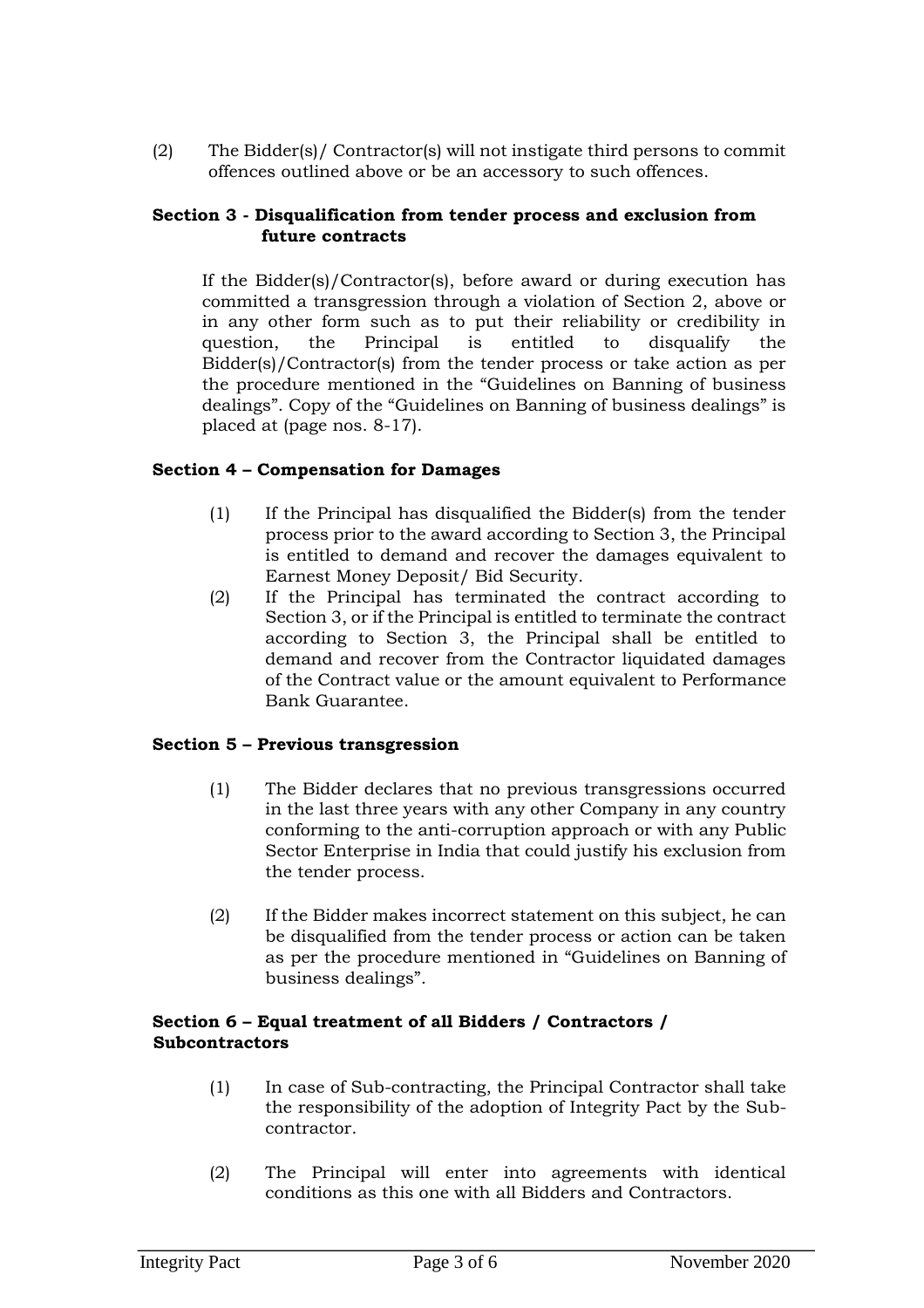(2) The Bidder(s)/ Contractor(s) will not instigate third persons to commit offences outlined above or be an accessory to such offences.

**Section 3 - Disqualification from tender process and exclusion from future contracts**

If the Bidder(s)/Contractor(s), before award or during execution has committed a transgression through a violation of Section 2, above or in any other form such as to put their reliability or credibility in question, the Principal is entitled to disqualify the Bidder(s)/Contractor(s) from the tender process or take action as per the procedure mentioned in the "Guidelines on Banning of business dealings". Copy of the "Guidelines on Banning of business dealings" is placed at (page nos. 8-17).

**Section 4 – Compensation for Damages**

(1) If the Principal has disqualified the Bidder(s) from the tender process prior to the award according to Section 3, the Principal is entitled to demand and recover the damages equivalent to Earnest Money Deposit/ Bid Security.

(2) If the Principal has terminated the contract according to Section 3, or if the Principal is entitled to terminate the contract according to Section 3, the Principal shall be entitled to demand and recover from the Contractor liquidated damages of the Contract value or the amount equivalent to Performance Bank Guarantee.

**Section 5 – Previous transgression**

(1) The Bidder declares that no previous transgressions occurred in the last three years with any other Company in any country conforming to the anti-corruption approach or with any Public Sector Enterprise in India that could justify his exclusion from the tender process.

(2) If the Bidder makes incorrect statement on this subject, he can be disqualified from the tender process or action can be taken as per the procedure mentioned in "Guidelines on Banning of business dealings".

**Section 6 – Equal treatment of all Bidders / Contractors / Subcontractors**

(1) In case of Sub-contracting, the Principal Contractor shall take the responsibility of the adoption of Integrity Pact by the Sub-contractor.

(2) The Principal will enter into agreements with identical conditions as this one with all Bidders and Contractors.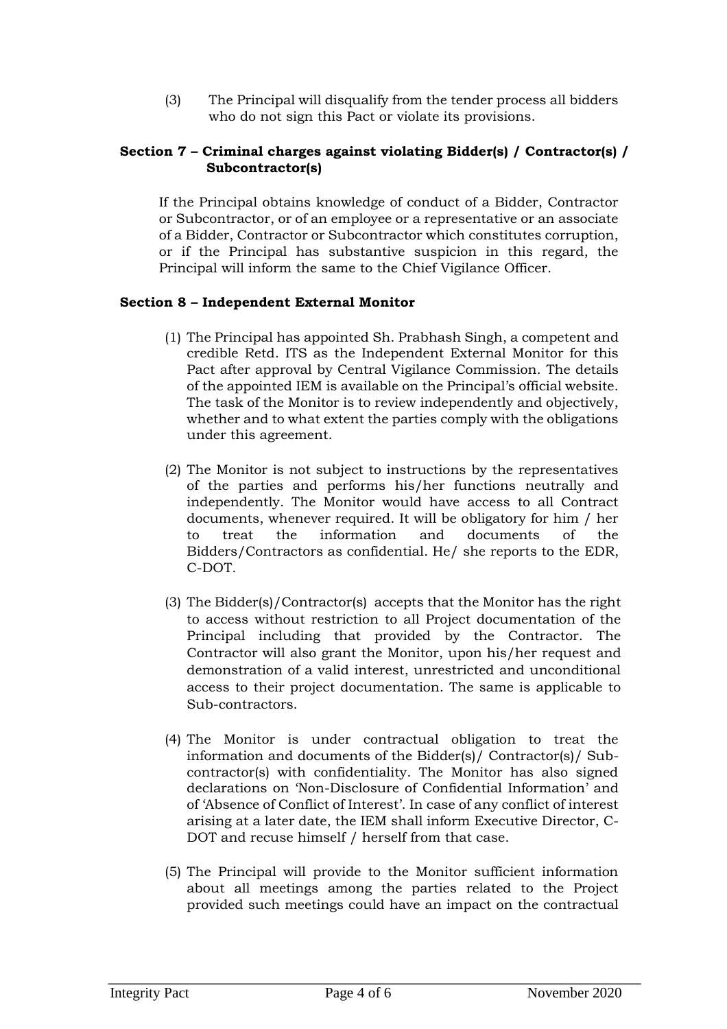(3) The Principal will disqualify from the tender process all bidders who do not sign this Pact or violate its provisions.

**Section 7 – Criminal charges against violating Bidder(s) / Contractor(s) / Subcontractor(s)**

If the Principal obtains knowledge of conduct of a Bidder, Contractor or Subcontractor, or of an employee or a representative or an associate of a Bidder, Contractor or Subcontractor which constitutes corruption, or if the Principal has substantive suspicion in this regard, the Principal will inform the same to the Chief Vigilance Officer.

**Section 8 – Independent External Monitor**

(1) The Principal has appointed Sh. Prabhash Singh, a competent and credible Retd. ITS as the Independent External Monitor for this Pact after approval by Central Vigilance Commission. The details of the appointed IEM is available on the Principal's official website. The task of the Monitor is to review independently and objectively, whether and to what extent the parties comply with the obligations under this agreement.

(2) The Monitor is not subject to instructions by the representatives of the parties and performs his/her functions neutrally and independently. The Monitor would have access to all Contract documents, whenever required. It will be obligatory for him / her to treat the information and documents of the Bidders/Contractors as confidential. He/ she reports to the EDR, C-DOT.

(3) The Bidder(s)/Contractor(s) accepts that the Monitor has the right to access without restriction to all Project documentation of the Principal including that provided by the Contractor. The Contractor will also grant the Monitor, upon his/her request and demonstration of a valid interest, unrestricted and unconditional access to their project documentation. The same is applicable to Sub-contractors.

(4) The Monitor is under contractual obligation to treat the information and documents of the Bidder(s)/ Contractor(s)/ Sub-contractor(s) with confidentiality. The Monitor has also signed declarations on 'Non-Disclosure of Confidential Information' and of 'Absence of Conflict of Interest'. In case of any conflict of interest arising at a later date, the IEM shall inform Executive Director, C-DOT and recuse himself / herself from that case.

(5) The Principal will provide to the Monitor sufficient information about all meetings among the parties related to the Project provided such meetings could have an impact on the contractual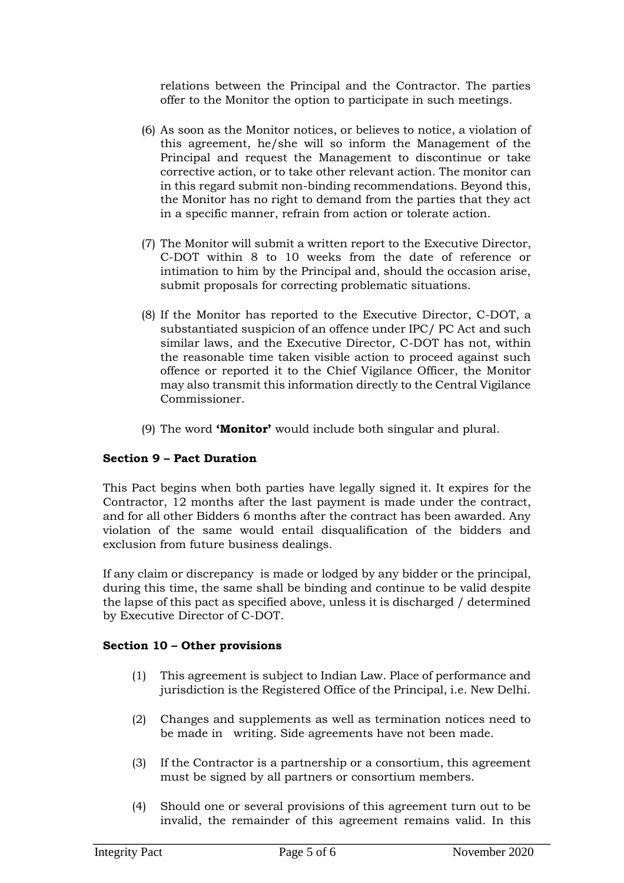relations between the Principal and the Contractor. The parties offer to the Monitor the option to participate in such meetings.

(6) As soon as the Monitor notices, or believes to notice, a violation of this agreement, he/she will so inform the Management of the Principal and request the Management to discontinue or take corrective action, or to take other relevant action. The monitor can in this regard submit non-binding recommendations. Beyond this, the Monitor has no right to demand from the parties that they act in a specific manner, refrain from action or tolerate action.

(7) The Monitor will submit a written report to the Executive Director, C-DOT within 8 to 10 weeks from the date of reference or intimation to him by the Principal and, should the occasion arise, submit proposals for correcting problematic situations.

(8) If the Monitor has reported to the Executive Director, C-DOT, a substantiated suspicion of an offence under IPC/ PC Act and such similar laws, and the Executive Director, C-DOT has not, within the reasonable time taken visible action to proceed against such offence or reported it to the Chief Vigilance Officer, the Monitor may also transmit this information directly to the Central Vigilance Commissioner.

(9) The word **'Monitor'** would include both singular and plural.

**Section 9 – Pact Duration**

This Pact begins when both parties have legally signed it. It expires for the Contractor, 12 months after the last payment is made under the contract, and for all other Bidders 6 months after the contract has been awarded. Any violation of the same would entail disqualification of the bidders and exclusion from future business dealings.

If any claim or discrepancy is made or lodged by any bidder or the principal, during this time, the same shall be binding and continue to be valid despite the lapse of this pact as specified above, unless it is discharged / determined by Executive Director of C-DOT.

**Section 10 – Other provisions**

(1) This agreement is subject to Indian Law. Place of performance and jurisdiction is the Registered Office of the Principal, i.e. New Delhi.

(2) Changes and supplements as well as termination notices need to be made in writing. Side agreements have not been made.

(3) If the Contractor is a partnership or a consortium, this agreement must be signed by all partners or consortium members.

(4) Should one or several provisions of this agreement turn out to be invalid, the remainder of this agreement remains valid. In this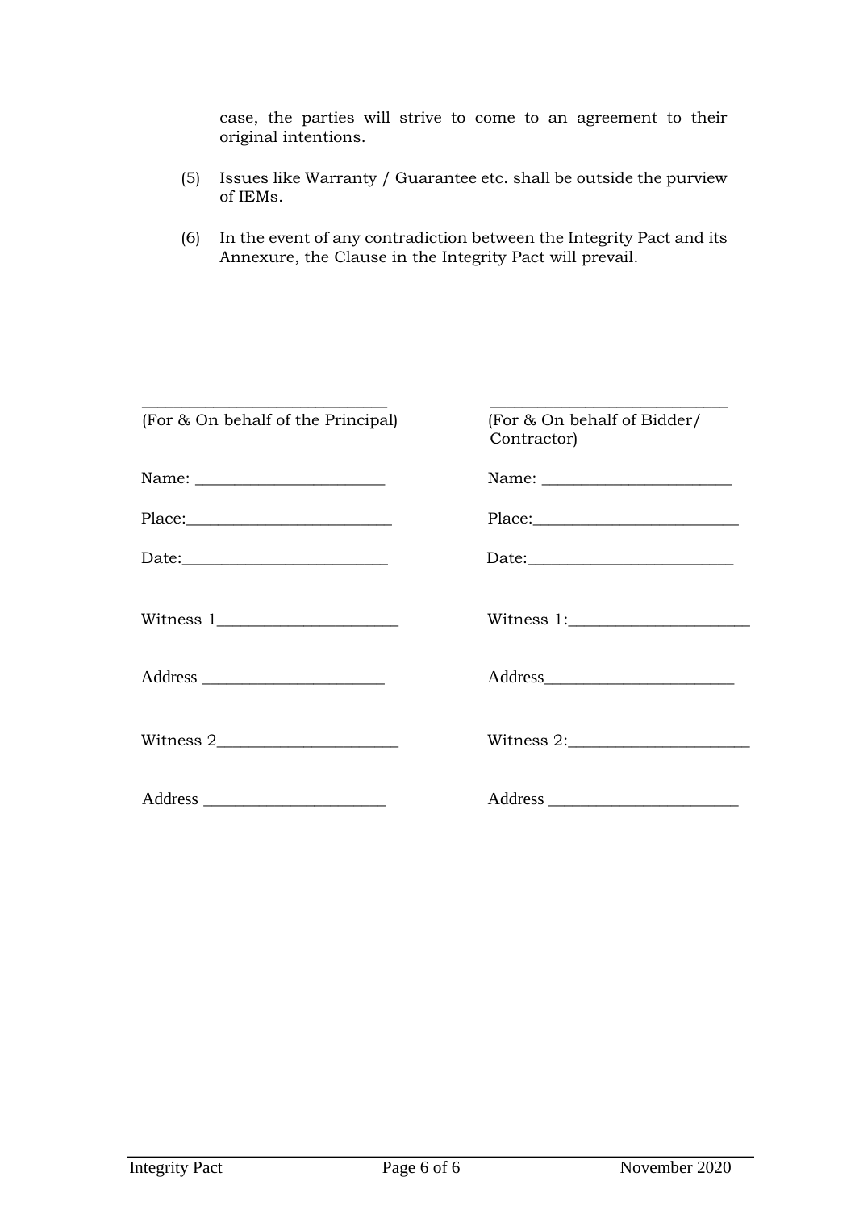case, the parties will strive to come to an agreement to their original intentions.

(5) Issues like Warranty / Guarantee etc. shall be outside the purview of IEMs.

(6) In the event of any contradiction between the Integrity Pact and its Annexure, the Clause in the Integrity Pact will prevail.

| | |
|---|---|
| ______________________________ | ______________________________ |
| (For & On behalf of the Principal) | (For & On behalf of Bidder/ Contractor) |
| Name: ________________________ | Name: ________________________ |
| Place:_________________________ | Place:_________________________ |
| Date:__________________________ | Date:__________________________ |
| Witness 1______________________ | Witness 1:______________________ |
| Address _______________________ | Address________________________ |
| Witness 2______________________ | Witness 2:______________________ |
| Address _______________________ | Address ________________________ |